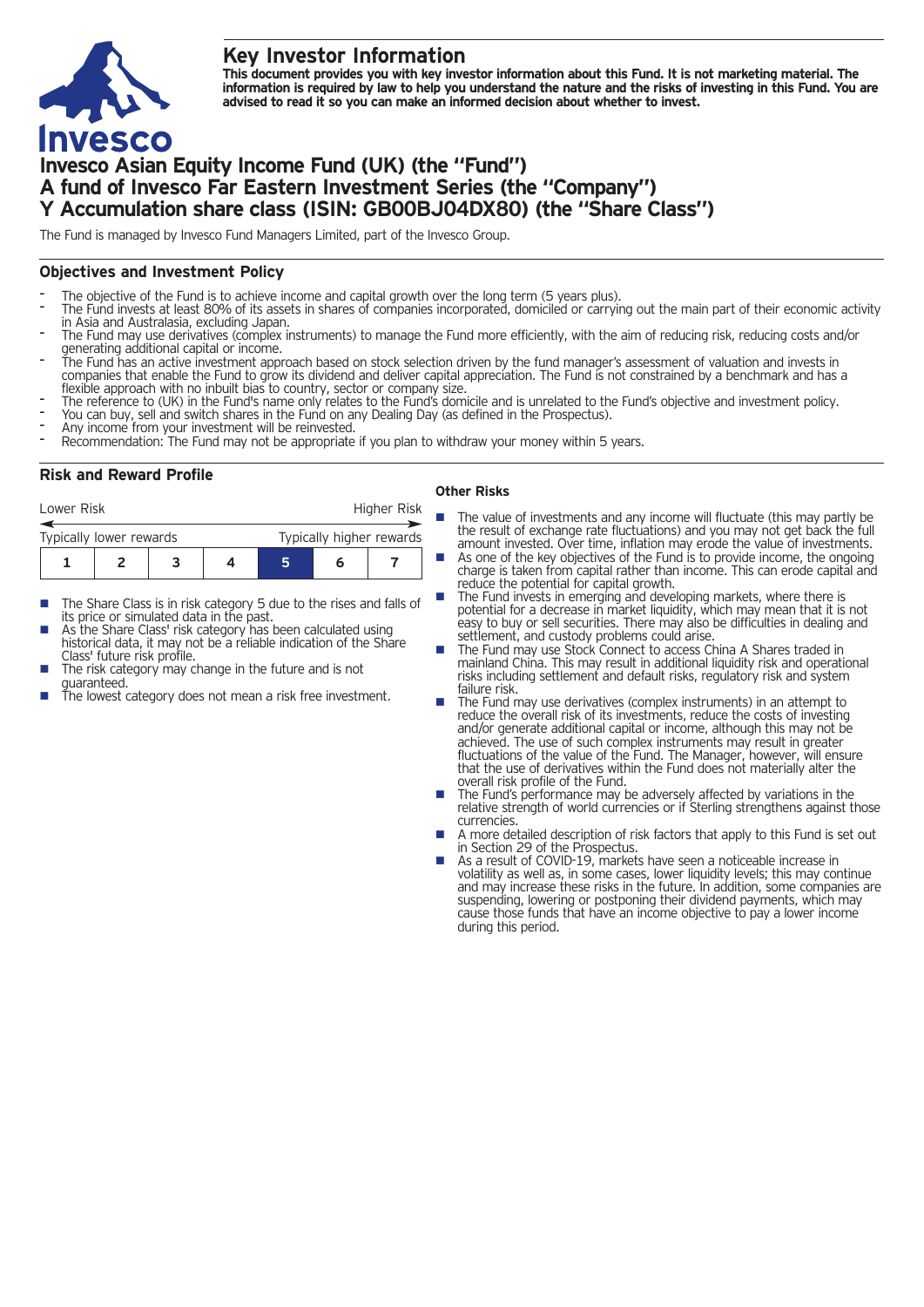# Key Investor Information

**This document provides you with key investor information about this Fund. It is not marketing material. The information is required by law to help you understand the nature and the risks of investing in this Fund. You are advised to read it so you can make an informed decision about whether to invest.**

# Invesco Asian Equity Income Fund (UK) (the "Fund")
# A fund of Invesco Far Eastern Investment Series (the "Company")
# Y Accumulation share class (ISIN: GB00BJ04DX80) (the "Share Class")

The Fund is managed by Invesco Fund Managers Limited, part of the Invesco Group.

## Objectives and Investment Policy

- The objective of the Fund is to achieve income and capital growth over the long term (5 years plus).
- The Fund invests at least 80% of its assets in shares of companies incorporated, domiciled or carrying out the main part of their economic activity in Asia and Australasia, excluding Japan.
- The Fund may use derivatives (complex instruments) to manage the Fund more efficiently, with the aim of reducing risk, reducing costs and/or generating additional capital or income.
- The Fund has an active investment approach based on stock selection driven by the fund manager's assessment of valuation and invests in companies that enable the Fund to grow its dividend and deliver capital appreciation. The Fund is not constrained by a benchmark and has a flexible approach with no inbuilt bias to country, sector or company size.
- The reference to (UK) in the Fund's name only relates to the Fund's domicile and is unrelated to the Fund's objective and investment policy.
- You can buy, sell and switch shares in the Fund on any Dealing Day (as defined in the Prospectus).
- Any income from your investment will be reinvested.
- Recommendation: The Fund may not be appropriate if you plan to withdraw your money within 5 years.

## Risk and Reward Profile

Lower Risk — Higher Risk

Typically lower rewards — Typically higher rewards

| 1 | 2 | 3 | 4 | **5** | 6 | 7 |
|---|---|---|---|---|---|---|

- The Share Class is in risk category 5 due to the rises and falls of its price or simulated data in the past.
- As the Share Class' risk category has been calculated using historical data, it may not be a reliable indication of the Share Class' future risk profile.
- The risk category may change in the future and is not guaranteed.
- The lowest category does not mean a risk free investment.

### Other Risks

- The value of investments and any income will fluctuate (this may partly be the result of exchange rate fluctuations) and you may not get back the full amount invested. Over time, inflation may erode the value of investments.
- As one of the key objectives of the Fund is to provide income, the ongoing charge is taken from capital rather than income. This can erode capital and reduce the potential for capital growth.
- The Fund invests in emerging and developing markets, where there is potential for a decrease in market liquidity, which may mean that it is not easy to buy or sell securities. There may also be difficulties in dealing and settlement, and custody problems could arise.
- The Fund may use Stock Connect to access China A Shares traded in mainland China. This may result in additional liquidity risk and operational risks including settlement and default risks, regulatory risk and system failure risk.
- The Fund may use derivatives (complex instruments) in an attempt to reduce the overall risk of its investments, reduce the costs of investing and/or generate additional capital or income, although this may not be achieved. The use of such complex instruments may result in greater fluctuations of the value of the Fund. The Manager, however, will ensure that the use of derivatives within the Fund does not materially alter the overall risk profile of the Fund.
- The Fund's performance may be adversely affected by variations in the relative strength of world currencies or if Sterling strengthens against those currencies.
- A more detailed description of risk factors that apply to this Fund is set out in Section 29 of the Prospectus.
- As a result of COVID-19, markets have seen a noticeable increase in volatility as well as, in some cases, lower liquidity levels; this may continue and may increase these risks in the future. In addition, some companies are suspending, lowering or postponing their dividend payments, which may cause those funds that have an income objective to pay a lower income during this period.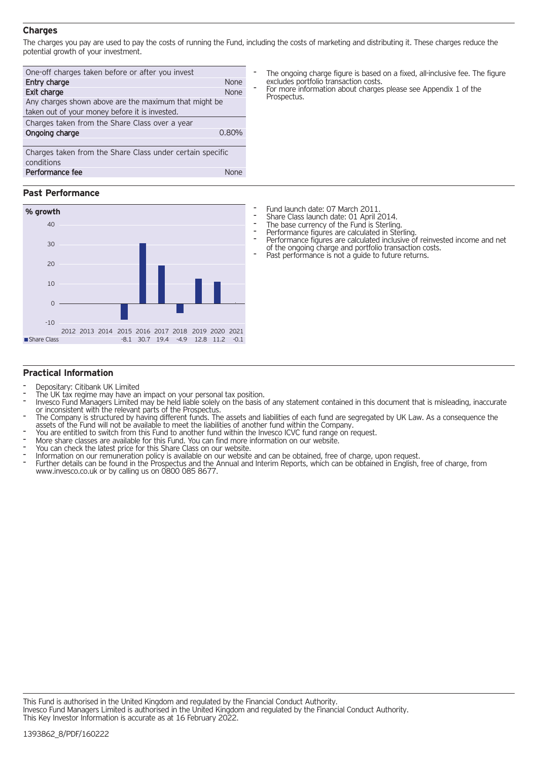## Charges

The charges you pay are used to pay the costs of running the Fund, including the costs of marketing and distributing it. These charges reduce the potential growth of your investment.

| | |
|---|---|
| One-off charges taken before or after you invest | |
| **Entry charge** | None |
| **Exit charge** | None |
| Any charges shown above are the maximum that might be taken out of your money before it is invested. | |
| Charges taken from the Share Class over a year | |
| **Ongoing charge** | 0.80% |
| Charges taken from the Share Class under certain specific conditions | |
| **Performance fee** | None |

- The ongoing charge figure is based on a fixed, all-inclusive fee. The figure excludes portfolio transaction costs.
- For more information about charges please see Appendix 1 of the Prospectus.

## Past Performance

% growth

40
30
20
10
0
-10

2012 2013 2014 2015 2016 2017 2018 2019 2020 2021

Share Class -8.1 30.7 19.4 -4.9 12.8 11.2 -0.1

- Fund launch date: 07 March 2011.
- Share Class launch date: 01 April 2014.
- The base currency of the Fund is Sterling.
- Performance figures are calculated in Sterling.
- Performance figures are calculated inclusive of reinvested income and net of the ongoing charge and portfolio transaction costs.
- Past performance is not a guide to future returns.

## Practical Information

- Depositary: Citibank UK Limited
- The UK tax regime may have an impact on your personal tax position.
- Invesco Fund Managers Limited may be held liable solely on the basis of any statement contained in this document that is misleading, inaccurate or inconsistent with the relevant parts of the Prospectus.
- The Company is structured by having different funds. The assets and liabilities of each fund are segregated by UK Law. As a consequence the assets of the Fund will not be available to meet the liabilities of another fund within the Company.
- You are entitled to switch from this Fund to another fund within the Invesco ICVC fund range on request.
- More share classes are available for this Fund. You can find more information on our website.
- You can check the latest price for this Share Class on our website.
- Information on our remuneration policy is available on our website and can be obtained, free of charge, upon request.
- Further details can be found in the Prospectus and the Annual and Interim Reports, which can be obtained in English, free of charge, from www.invesco.co.uk or by calling us on 0800 085 8677.

This Fund is authorised in the United Kingdom and regulated by the Financial Conduct Authority.
Invesco Fund Managers Limited is authorised in the United Kingdom and regulated by the Financial Conduct Authority.
This Key Investor Information is accurate as at 16 February 2022.

1393862_8/PDF/160222